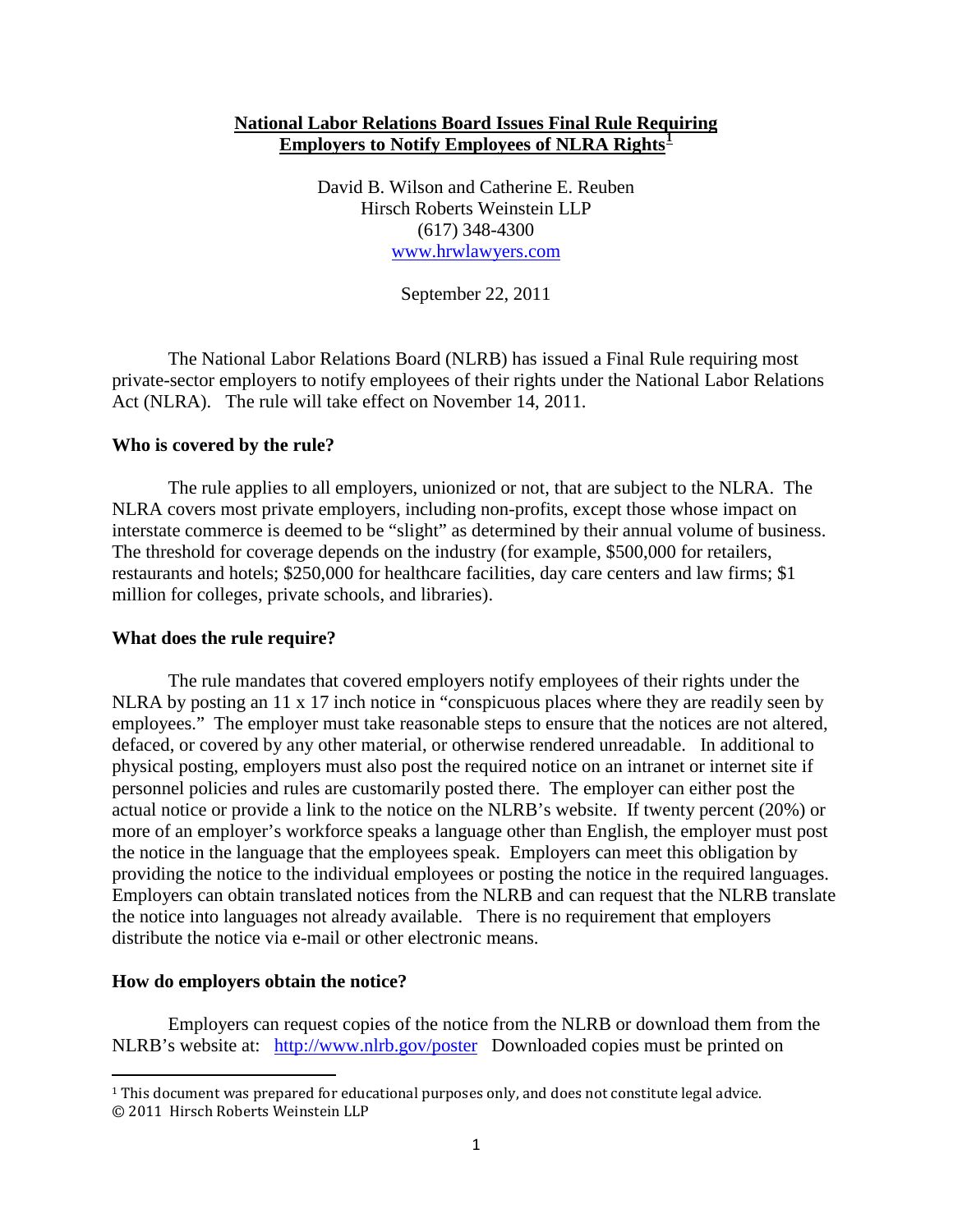**National Labor Relations Board Issues Final Rule Requiring Employers to Notify Employees of NLRA Rights**[1]

David B. Wilson and Catherine E. Reuben
Hirsch Roberts Weinstein LLP
(617) 348-4300
www.hrwlawyers.com

September 22, 2011

The National Labor Relations Board (NLRB) has issued a Final Rule requiring most private-sector employers to notify employees of their rights under the National Labor Relations Act (NLRA). The rule will take effect on November 14, 2011.

**Who is covered by the rule?**

The rule applies to all employers, unionized or not, that are subject to the NLRA. The NLRA covers most private employers, including non-profits, except those whose impact on interstate commerce is deemed to be "slight" as determined by their annual volume of business. The threshold for coverage depends on the industry (for example, $500,000 for retailers, restaurants and hotels; $250,000 for healthcare facilities, day care centers and law firms; $1 million for colleges, private schools, and libraries).

**What does the rule require?**

The rule mandates that covered employers notify employees of their rights under the NLRA by posting an 11 x 17 inch notice in "conspicuous places where they are readily seen by employees." The employer must take reasonable steps to ensure that the notices are not altered, defaced, or covered by any other material, or otherwise rendered unreadable. In additional to physical posting, employers must also post the required notice on an intranet or internet site if personnel policies and rules are customarily posted there. The employer can either post the actual notice or provide a link to the notice on the NLRB's website. If twenty percent (20%) or more of an employer's workforce speaks a language other than English, the employer must post the notice in the language that the employees speak. Employers can meet this obligation by providing the notice to the individual employees or posting the notice in the required languages. Employers can obtain translated notices from the NLRB and can request that the NLRB translate the notice into languages not already available. There is no requirement that employers distribute the notice via e-mail or other electronic means.

**How do employers obtain the notice?**

Employers can request copies of the notice from the NLRB or download them from the NLRB's website at: http://www.nlrb.gov/poster Downloaded copies must be printed on

---

[1] This document was prepared for educational purposes only, and does not constitute legal advice.
© 2011 Hirsch Roberts Weinstein LLP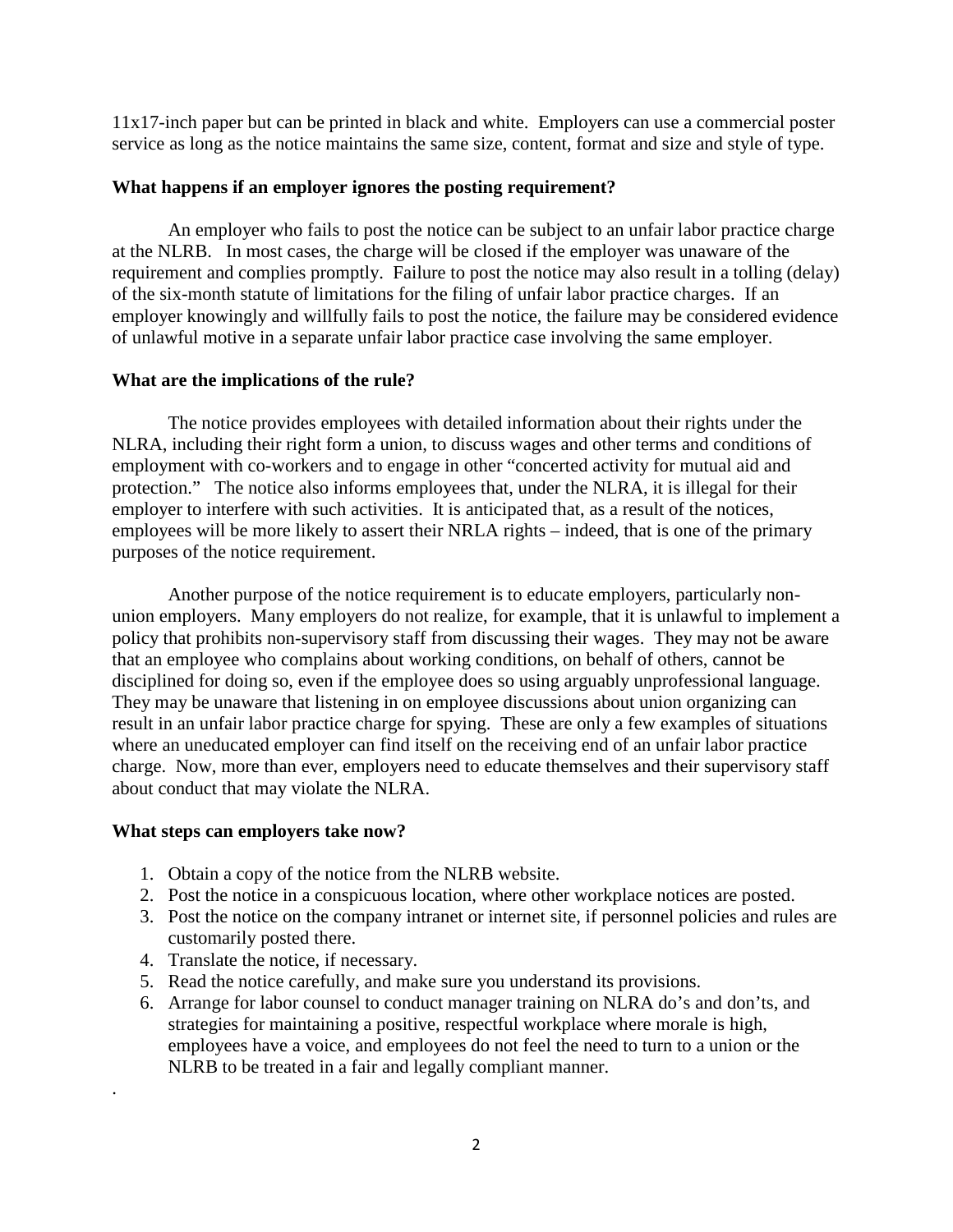11x17-inch paper but can be printed in black and white. Employers can use a commercial poster service as long as the notice maintains the same size, content, format and size and style of type.

**What happens if an employer ignores the posting requirement?**

An employer who fails to post the notice can be subject to an unfair labor practice charge at the NLRB. In most cases, the charge will be closed if the employer was unaware of the requirement and complies promptly. Failure to post the notice may also result in a tolling (delay) of the six-month statute of limitations for the filing of unfair labor practice charges. If an employer knowingly and willfully fails to post the notice, the failure may be considered evidence of unlawful motive in a separate unfair labor practice case involving the same employer.

**What are the implications of the rule?**

The notice provides employees with detailed information about their rights under the NLRA, including their right form a union, to discuss wages and other terms and conditions of employment with co-workers and to engage in other "concerted activity for mutual aid and protection." The notice also informs employees that, under the NLRA, it is illegal for their employer to interfere with such activities. It is anticipated that, as a result of the notices, employees will be more likely to assert their NRLA rights – indeed, that is one of the primary purposes of the notice requirement.

Another purpose of the notice requirement is to educate employers, particularly non-union employers. Many employers do not realize, for example, that it is unlawful to implement a policy that prohibits non-supervisory staff from discussing their wages. They may not be aware that an employee who complains about working conditions, on behalf of others, cannot be disciplined for doing so, even if the employee does so using arguably unprofessional language. They may be unaware that listening in on employee discussions about union organizing can result in an unfair labor practice charge for spying. These are only a few examples of situations where an uneducated employer can find itself on the receiving end of an unfair labor practice charge. Now, more than ever, employers need to educate themselves and their supervisory staff about conduct that may violate the NLRA.

**What steps can employers take now?**

1. Obtain a copy of the notice from the NLRB website.
2. Post the notice in a conspicuous location, where other workplace notices are posted.
3. Post the notice on the company intranet or internet site, if personnel policies and rules are customarily posted there.
4. Translate the notice, if necessary.
5. Read the notice carefully, and make sure you understand its provisions.
6. Arrange for labor counsel to conduct manager training on NLRA do's and don'ts, and strategies for maintaining a positive, respectful workplace where morale is high, employees have a voice, and employees do not feel the need to turn to a union or the NLRB to be treated in a fair and legally compliant manner.

.